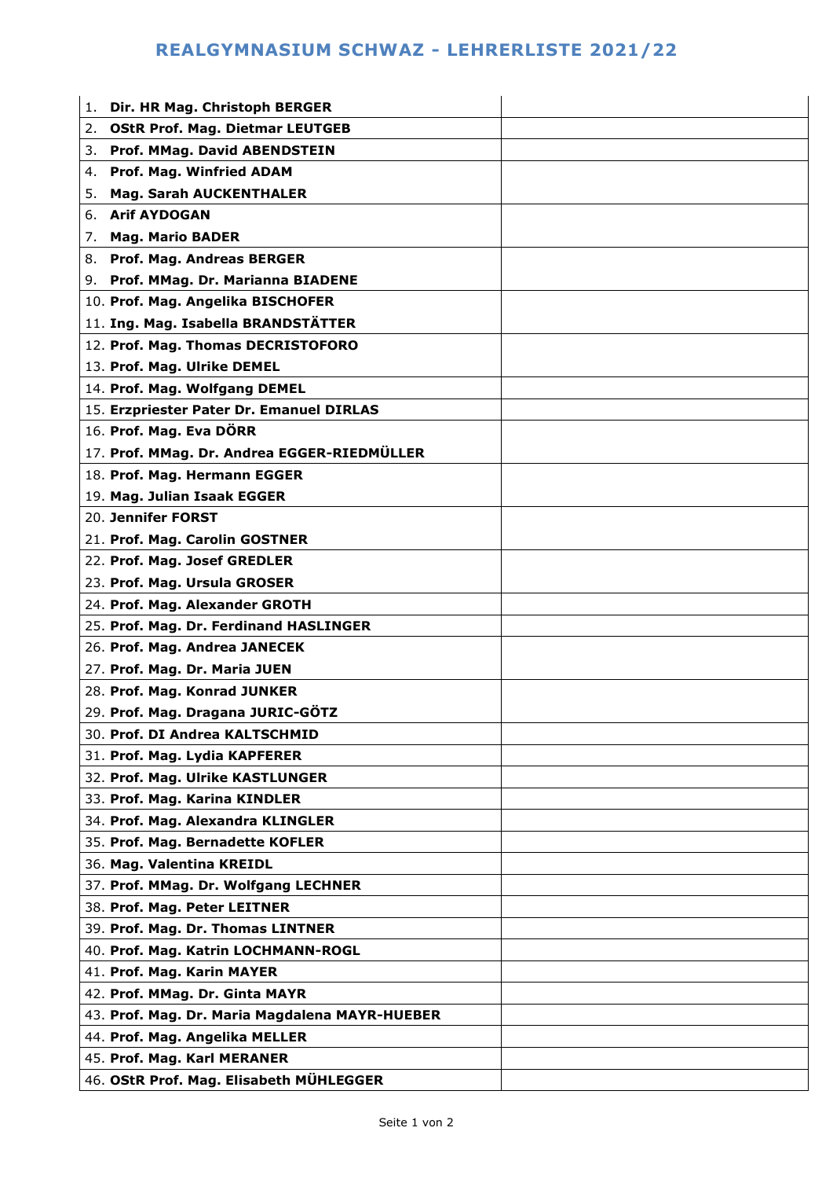# REALGYMNASIUM SCHWAZ - LEHRERLISTE 2021/22

| | |
|---|---|
| 1. **Dir. HR Mag. Christoph BERGER** | |
| 2. **OStR Prof. Mag. Dietmar LEUTGEB** | |
| 3. **Prof. MMag. David ABENDSTEIN** | |
| 4. **Prof. Mag. Winfried ADAM**<br>5. **Mag. Sarah AUCKENTHALER** | |
| 6. **Arif AYDOGAN**<br>7. **Mag. Mario BADER** | |
| 8. **Prof. Mag. Andreas BERGER**<br>9. **Prof. MMag. Dr. Marianna BIADENE** | |
| 10. **Prof. Mag. Angelika BISCHOFER**<br>11. **Ing. Mag. Isabella BRANDSTÄTTER** | |
| 12. **Prof. Mag. Thomas DECRISTOFORO**<br>13. **Prof. Mag. Ulrike DEMEL** | |
| 14. **Prof. Mag. Wolfgang DEMEL** | |
| 15. **Erzpriester Pater Dr. Emanuel DIRLAS** | |
| 16. **Prof. Mag. Eva DÖRR**<br>17. **Prof. MMag. Dr. Andrea EGGER-RIEDMÜLLER** | |
| 18. **Prof. Mag. Hermann EGGER**<br>19. **Mag. Julian Isaak EGGER** | |
| 20. **Jennifer FORST**<br>21. **Prof. Mag. Carolin GOSTNER** | |
| 22. **Prof. Mag. Josef GREDLER**<br>23. **Prof. Mag. Ursula GROSER** | |
| 24. **Prof. Mag. Alexander GROTH** | |
| 25. **Prof. Mag. Dr. Ferdinand HASLINGER** | |
| 26. **Prof. Mag. Andrea JANECEK**<br>27. **Prof. Mag. Dr. Maria JUEN** | |
| 28. **Prof. Mag. Konrad JUNKER**<br>29. **Prof. Mag. Dragana JURIC-GÖTZ** | |
| 30. **Prof. DI Andrea KALTSCHMID** | |
| 31. **Prof. Mag. Lydia KAPFERER** | |
| 32. **Prof. Mag. Ulrike KASTLUNGER** | |
| 33. **Prof. Mag. Karina KINDLER** | |
| 34. **Prof. Mag. Alexandra KLINGLER** | |
| 35. **Prof. Mag. Bernadette KOFLER** | |
| 36. **Mag. Valentina KREIDL** | |
| 37. **Prof. MMag. Dr. Wolfgang LECHNER** | |
| 38. **Prof. Mag. Peter LEITNER** | |
| 39. **Prof. Mag. Dr. Thomas LINTNER** | |
| 40. **Prof. Mag. Katrin LOCHMANN-ROGL** | |
| 41. **Prof. Mag. Karin MAYER** | |
| 42. **Prof. MMag. Dr. Ginta MAYR** | |
| 43. **Prof. Mag. Dr. Maria Magdalena MAYR-HUEBER** | |
| 44. **Prof. Mag. Angelika MELLER** | |
| 45. **Prof. Mag. Karl MERANER** | |
| 46. **OStR Prof. Mag. Elisabeth MÜHLEGGER** | |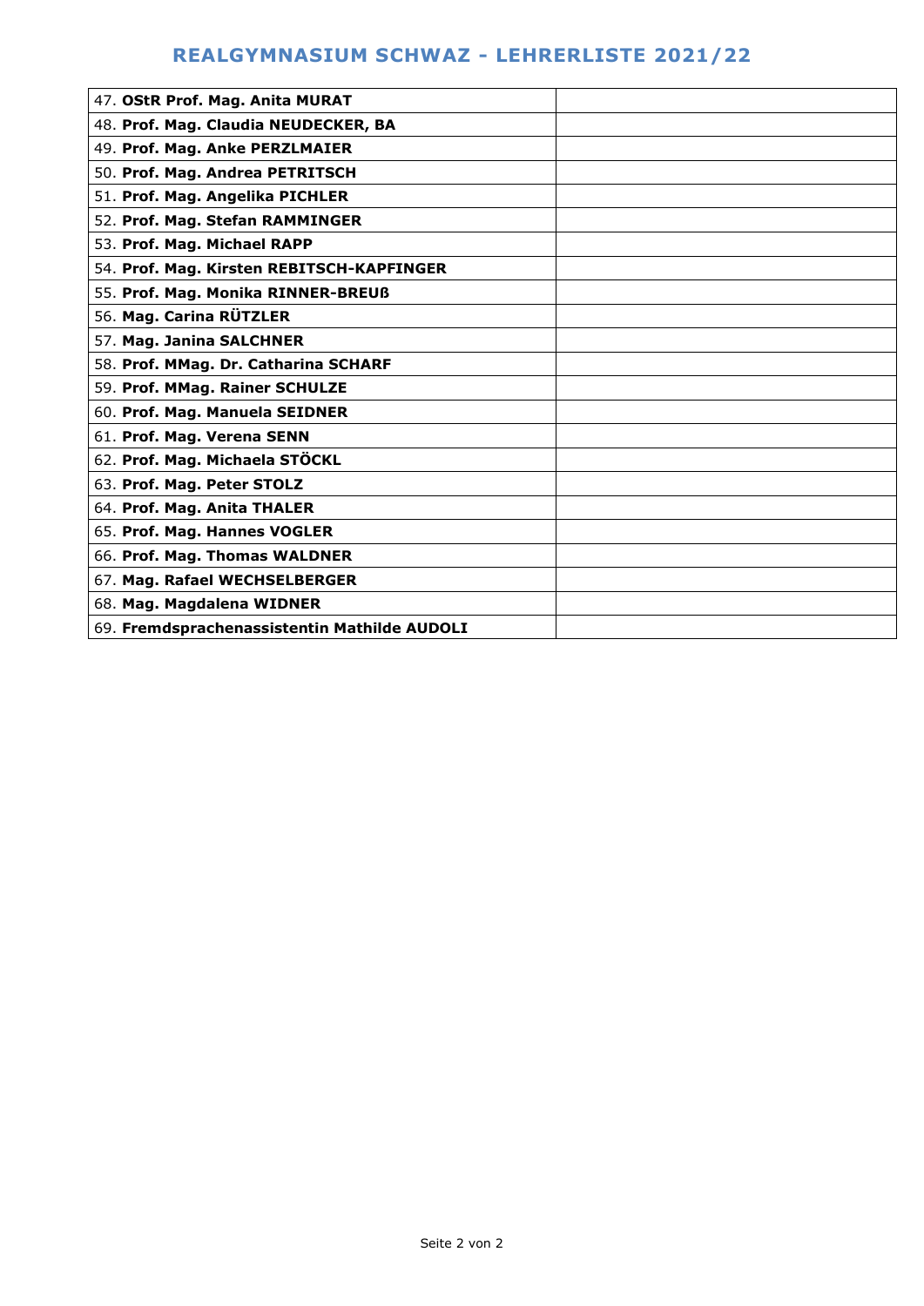# REALGYMNASIUM SCHWAZ - LEHRERLISTE 2021/22

| | |
|---|---|
| 47. **OStR Prof. Mag. Anita MURAT** | |
| 48. **Prof. Mag. Claudia NEUDECKER, BA** | |
| 49. **Prof. Mag. Anke PERZLMAIER** | |
| 50. **Prof. Mag. Andrea PETRITSCH** | |
| 51. **Prof. Mag. Angelika PICHLER** | |
| 52. **Prof. Mag. Stefan RAMMINGER** | |
| 53. **Prof. Mag. Michael RAPP** | |
| 54. **Prof. Mag. Kirsten REBITSCH-KAPFINGER** | |
| 55. **Prof. Mag. Monika RINNER-BREUß** | |
| 56. **Mag. Carina RÜTZLER** | |
| 57. **Mag. Janina SALCHNER** | |
| 58. **Prof. MMag. Dr. Catharina SCHARF** | |
| 59. **Prof. MMag. Rainer SCHULZE** | |
| 60. **Prof. Mag. Manuela SEIDNER** | |
| 61. **Prof. Mag. Verena SENN** | |
| 62. **Prof. Mag. Michaela STÖCKL** | |
| 63. **Prof. Mag. Peter STOLZ** | |
| 64. **Prof. Mag. Anita THALER** | |
| 65. **Prof. Mag. Hannes VOGLER** | |
| 66. **Prof. Mag. Thomas WALDNER** | |
| 67. **Mag. Rafael WECHSELBERGER** | |
| 68. **Mag. Magdalena WIDNER** | |
| 69. **Fremdsprachenassistentin Mathilde AUDOLI** | |